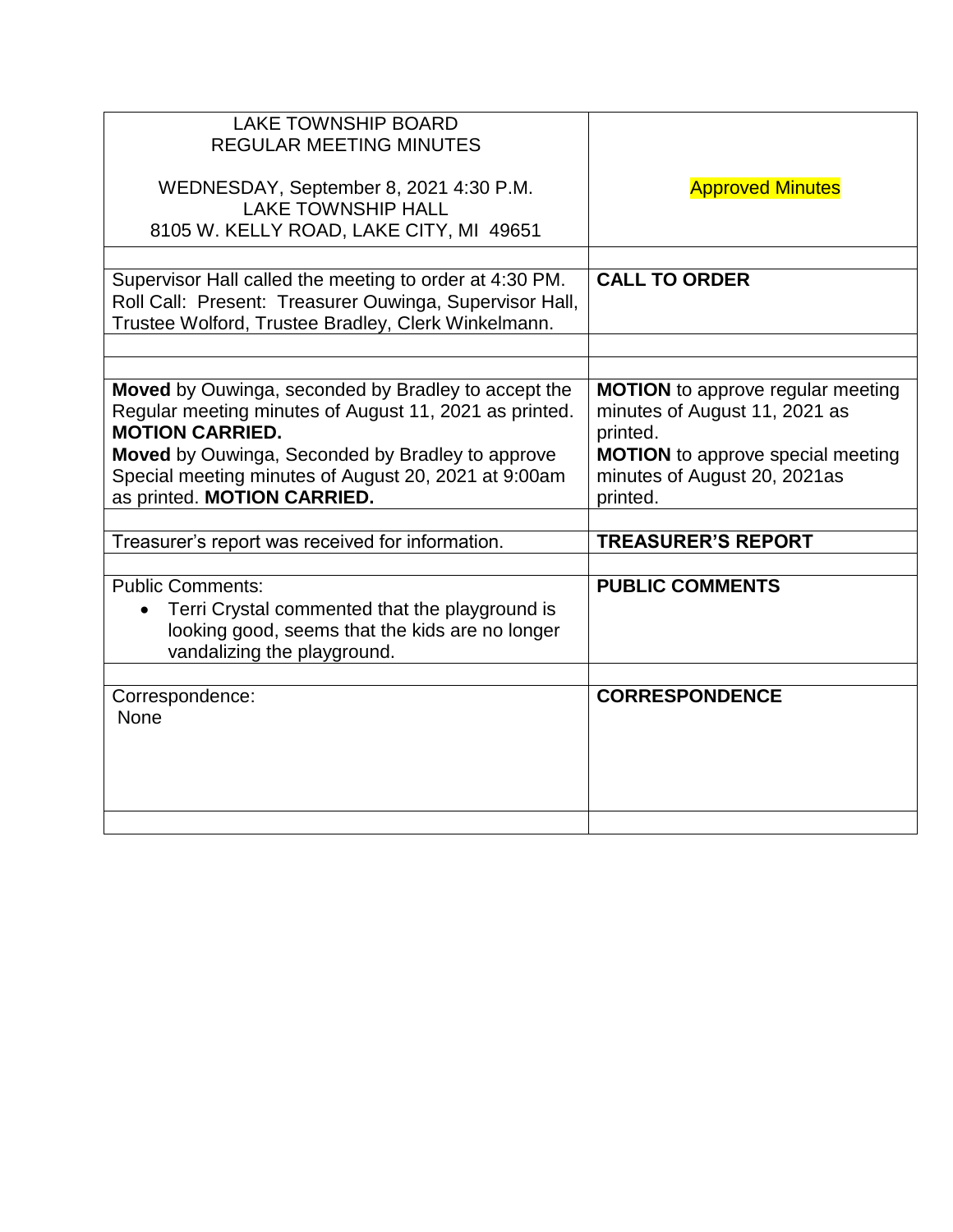| LAKE TOWNSHIP BOARD<br>REGULAR MEETING MINUTES<br><br>WEDNESDAY, September 8, 2021 4:30 P.M.<br>LAKE TOWNSHIP HALL<br>8105 W. KELLY ROAD, LAKE CITY, MI 49651 | Approved Minutes |
|---|---|
| | |
| Supervisor Hall called the meeting to order at 4:30 PM.<br>Roll Call: Present: Treasurer Ouwinga, Supervisor Hall, Trustee Wolford, Trustee Bradley, Clerk Winkelmann. | **CALL TO ORDER** |
| | |
| | |
| **Moved** by Ouwinga, seconded by Bradley to accept the Regular meeting minutes of August 11, 2021 as printed. **MOTION CARRIED.**<br>**Moved** by Ouwinga, Seconded by Bradley to approve Special meeting minutes of August 20, 2021 at 9:00am as printed. **MOTION CARRIED.** | **MOTION** to approve regular meeting minutes of August 11, 2021 as printed.<br>**MOTION** to approve special meeting minutes of August 20, 2021as printed. |
| | |
| Treasurer's report was received for information. | **TREASURER'S REPORT** |
| | |
| Public Comments:<br>• Terri Crystal commented that the playground is looking good, seems that the kids are no longer vandalizing the playground. | **PUBLIC COMMENTS** |
| | |
| Correspondence:<br>None | **CORRESPONDENCE** |
| | |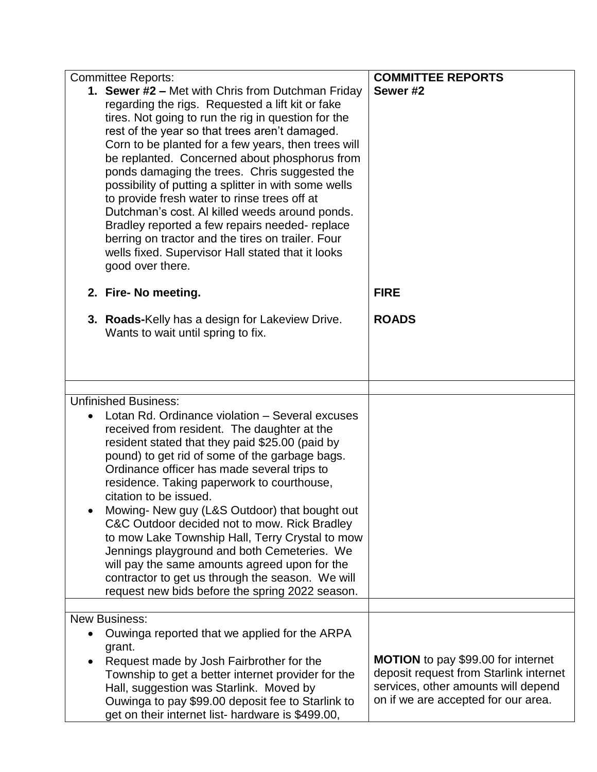| Committee Reports: | **COMMITTEE REPORTS** |
|---|---|
| 1. **Sewer #2 –** Met with Chris from Dutchman Friday regarding the rigs. Requested a lift kit or fake tires. Not going to run the rig in question for the rest of the year so that trees aren't damaged. Corn to be planted for a few years, then trees will be replanted. Concerned about phosphorus from ponds damaging the trees. Chris suggested the possibility of putting a splitter in with some wells to provide fresh water to rinse trees off at Dutchman's cost. Al killed weeds around ponds. Bradley reported a few repairs needed- replace berring on tractor and the tires on trailer. Four wells fixed. Supervisor Hall stated that it looks good over there. | **Sewer #2** |
| 2. **Fire- No meeting.** | **FIRE** |
| 3. **Roads-**Kelly has a design for Lakeview Drive. Wants to wait until spring to fix. | **ROADS** |
| | |
| Unfinished Business:<br>• Lotan Rd. Ordinance violation – Several excuses received from resident. The daughter at the resident stated that they paid $25.00 (paid by pound) to get rid of some of the garbage bags. Ordinance officer has made several trips to residence. Taking paperwork to courthouse, citation to be issued.<br>• Mowing- New guy (L&S Outdoor) that bought out C&C Outdoor decided not to mow. Rick Bradley to mow Lake Township Hall, Terry Crystal to mow Jennings playground and both Cemeteries. We will pay the same amounts agreed upon for the contractor to get us through the season. We will request new bids before the spring 2022 season. | |
| | |
| New Business:<br>• Ouwinga reported that we applied for the ARPA grant.<br>• Request made by Josh Fairbrother for the Township to get a better internet provider for the Hall, suggestion was Starlink. Moved by Ouwinga to pay $99.00 deposit fee to Starlink to get on their internet list- hardware is $499.00, | **MOTION** to pay $99.00 for internet deposit request from Starlink internet services, other amounts will depend on if we are accepted for our area. |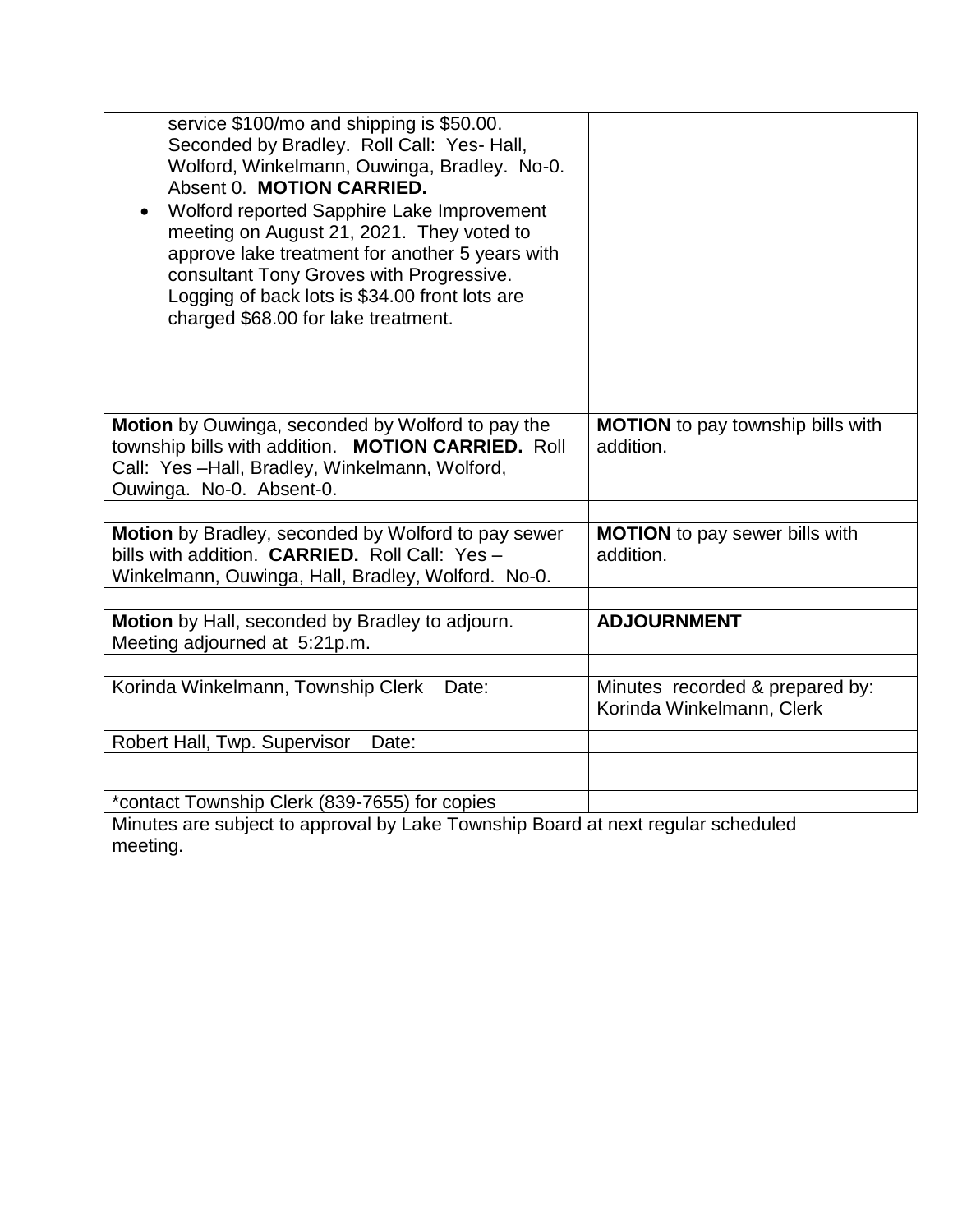| | |
|---|---|
| service $100/mo and shipping is $50.00. Seconded by Bradley. Roll Call: Yes- Hall, Wolford, Winkelmann, Ouwinga, Bradley. No-0. Absent 0. **MOTION CARRIED.**<br>• Wolford reported Sapphire Lake Improvement meeting on August 21, 2021. They voted to approve lake treatment for another 5 years with consultant Tony Groves with Progressive. Logging of back lots is $34.00 front lots are charged $68.00 for lake treatment. | |
| **Motion** by Ouwinga, seconded by Wolford to pay the township bills with addition. **MOTION CARRIED.** Roll Call: Yes –Hall, Bradley, Winkelmann, Wolford, Ouwinga. No-0. Absent-0. | **MOTION** to pay township bills with addition. |
| | |
| **Motion** by Bradley, seconded by Wolford to pay sewer bills with addition. **CARRIED.** Roll Call: Yes – Winkelmann, Ouwinga, Hall, Bradley, Wolford. No-0. | **MOTION** to pay sewer bills with addition. |
| | |
| **Motion** by Hall, seconded by Bradley to adjourn. Meeting adjourned at 5:21p.m. | **ADJOURNMENT** |
| | |
| Korinda Winkelmann, Township Clerk Date: | Minutes recorded & prepared by: Korinda Winkelmann, Clerk |
| Robert Hall, Twp. Supervisor Date: | |
| | |
| *contact Township Clerk (839-7655) for copies | |

Minutes are subject to approval by Lake Township Board at next regular scheduled meeting.